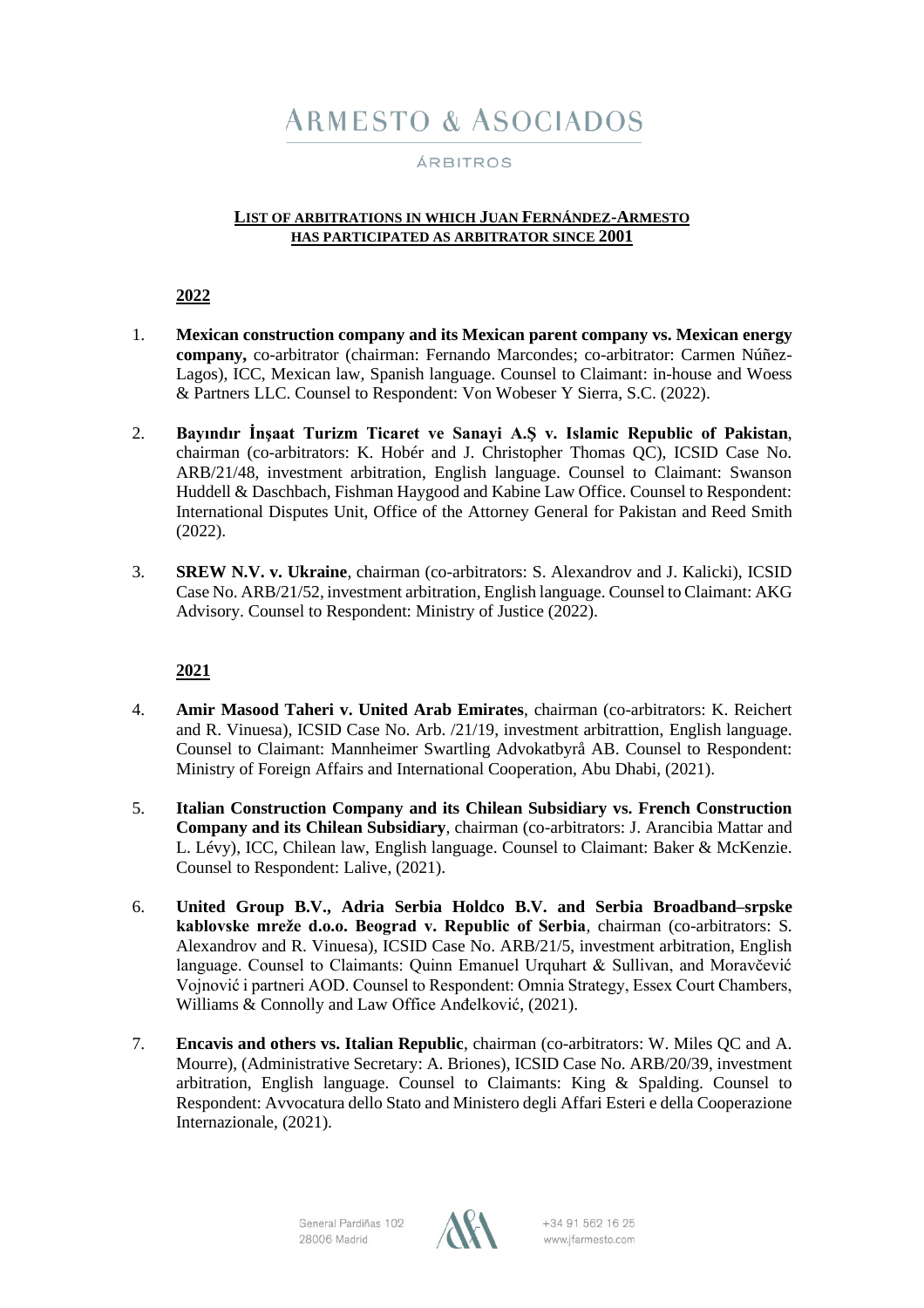# ARMESTO & ASOCIADOS

ÁRBITROS

**LIST OF ARBITRATIONS IN WHICH JUAN FERNÁNDEZ-ARMESTO HAS PARTICIPATED AS ARBITRATOR SINCE 2001**

## 2022

1. **Mexican construction company and its Mexican parent company vs. Mexican energy company,** co-arbitrator (chairman: Fernando Marcondes; co-arbitrator: Carmen Núñez-Lagos), ICC, Mexican law, Spanish language. Counsel to Claimant: in-house and Woess & Partners LLC. Counsel to Respondent: Von Wobeser Y Sierra, S.C. (2022).

2. **Bayındır İnşaat Turizm Ticaret ve Sanayi A.Ş v. Islamic Republic of Pakistan**, chairman (co-arbitrators: K. Hobér and J. Christopher Thomas QC), ICSID Case No. ARB/21/48, investment arbitration, English language. Counsel to Claimant: Swanson Huddell & Daschbach, Fishman Haygood and Kabine Law Office. Counsel to Respondent: International Disputes Unit, Office of the Attorney General for Pakistan and Reed Smith (2022).

3. **SREW N.V. v. Ukraine**, chairman (co-arbitrators: S. Alexandrov and J. Kalicki), ICSID Case No. ARB/21/52, investment arbitration, English language. Counsel to Claimant: AKG Advisory. Counsel to Respondent: Ministry of Justice (2022).

## 2021

4. **Amir Masood Taheri v. United Arab Emirates**, chairman (co-arbitrators: K. Reichert and R. Vinuesa), ICSID Case No. Arb. /21/19, investment arbitrattion, English language. Counsel to Claimant: Mannheimer Swartling Advokatbyrå AB. Counsel to Respondent: Ministry of Foreign Affairs and International Cooperation, Abu Dhabi, (2021).

5. **Italian Construction Company and its Chilean Subsidiary vs. French Construction Company and its Chilean Subsidiary**, chairman (co-arbitrators: J. Arancibia Mattar and L. Lévy), ICC, Chilean law, English language. Counsel to Claimant: Baker & McKenzie. Counsel to Respondent: Lalive, (2021).

6. **United Group B.V., Adria Serbia Holdco B.V. and Serbia Broadband–srpske kablovske mreže d.o.o. Beograd v. Republic of Serbia**, chairman (co-arbitrators: S. Alexandrov and R. Vinuesa), ICSID Case No. ARB/21/5, investment arbitration, English language. Counsel to Claimants: Quinn Emanuel Urquhart & Sullivan, and Moravčević Vojnović i partneri AOD. Counsel to Respondent: Omnia Strategy, Essex Court Chambers, Williams & Connolly and Law Office Anđelković, (2021).

7. **Encavis and others vs. Italian Republic**, chairman (co-arbitrators: W. Miles QC and A. Mourre), (Administrative Secretary: A. Briones), ICSID Case No. ARB/20/39, investment arbitration, English language. Counsel to Claimants: King & Spalding. Counsel to Respondent: Avvocatura dello Stato and Ministero degli Affari Esteri e della Cooperazione Internazionale, (2021).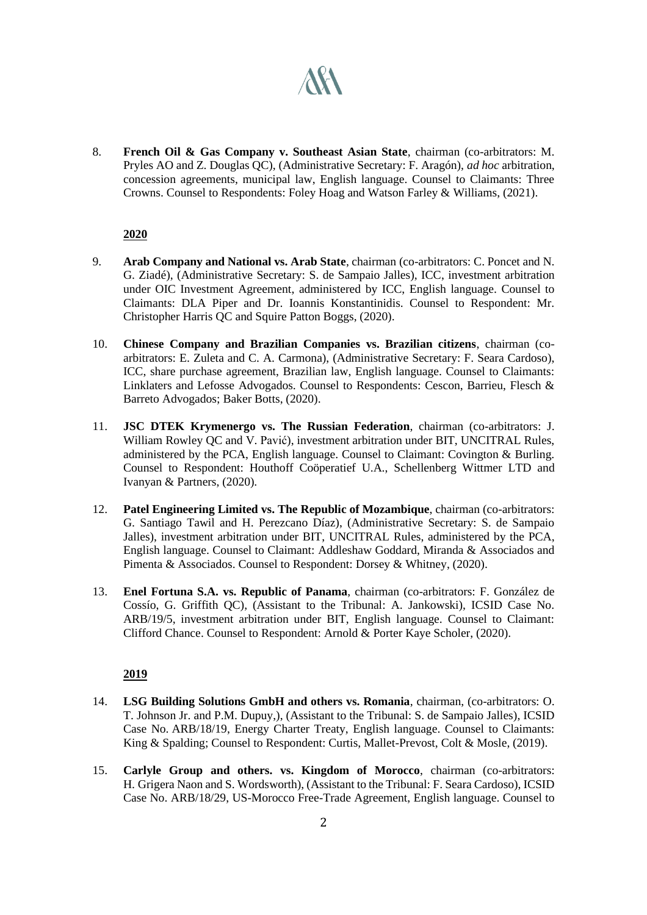8. **French Oil & Gas Company v. Southeast Asian State**, chairman (co-arbitrators: M. Pryles AO and Z. Douglas QC), (Administrative Secretary: F. Aragón), *ad hoc* arbitration, concession agreements, municipal law, English language. Counsel to Claimants: Three Crowns. Counsel to Respondents: Foley Hoag and Watson Farley & Williams, (2021).

**2020**

9. **Arab Company and National vs. Arab State**, chairman (co-arbitrators: C. Poncet and N. G. Ziadé), (Administrative Secretary: S. de Sampaio Jalles), ICC, investment arbitration under OIC Investment Agreement, administered by ICC, English language. Counsel to Claimants: DLA Piper and Dr. Ioannis Konstantinidis. Counsel to Respondent: Mr. Christopher Harris QC and Squire Patton Boggs, (2020).

10. **Chinese Company and Brazilian Companies vs. Brazilian citizens**, chairman (co-arbitrators: E. Zuleta and C. A. Carmona), (Administrative Secretary: F. Seara Cardoso), ICC, share purchase agreement, Brazilian law, English language. Counsel to Claimants: Linklaters and Lefosse Advogados. Counsel to Respondents: Cescon, Barrieu, Flesch & Barreto Advogados; Baker Botts, (2020).

11. **JSC DTEK Krymenergo vs. The Russian Federation**, chairman (co-arbitrators: J. William Rowley QC and V. Pavić), investment arbitration under BIT, UNCITRAL Rules, administered by the PCA, English language. Counsel to Claimant: Covington & Burling. Counsel to Respondent: Houthoff Coöperatief U.A., Schellenberg Wittmer LTD and Ivanyan & Partners, (2020).

12. **Patel Engineering Limited vs. The Republic of Mozambique**, chairman (co-arbitrators: G. Santiago Tawil and H. Perezcano Díaz), (Administrative Secretary: S. de Sampaio Jalles), investment arbitration under BIT, UNCITRAL Rules, administered by the PCA, English language. Counsel to Claimant: Addleshaw Goddard, Miranda & Associados and Pimenta & Associados. Counsel to Respondent: Dorsey & Whitney, (2020).

13. **Enel Fortuna S.A. vs. Republic of Panama**, chairman (co-arbitrators: F. González de Cossío, G. Griffith QC), (Assistant to the Tribunal: A. Jankowski), ICSID Case No. ARB/19/5, investment arbitration under BIT, English language. Counsel to Claimant: Clifford Chance. Counsel to Respondent: Arnold & Porter Kaye Scholer, (2020).

**2019**

14. **LSG Building Solutions GmbH and others vs. Romania**, chairman, (co-arbitrators: O. T. Johnson Jr. and P.M. Dupuy,), (Assistant to the Tribunal: S. de Sampaio Jalles), ICSID Case No. ARB/18/19, Energy Charter Treaty, English language. Counsel to Claimants: King & Spalding; Counsel to Respondent: Curtis, Mallet-Prevost, Colt & Mosle, (2019).

15. **Carlyle Group and others. vs. Kingdom of Morocco**, chairman (co-arbitrators: H. Grigera Naon and S. Wordsworth), (Assistant to the Tribunal: F. Seara Cardoso), ICSID Case No. ARB/18/29, US-Morocco Free-Trade Agreement, English language. Counsel to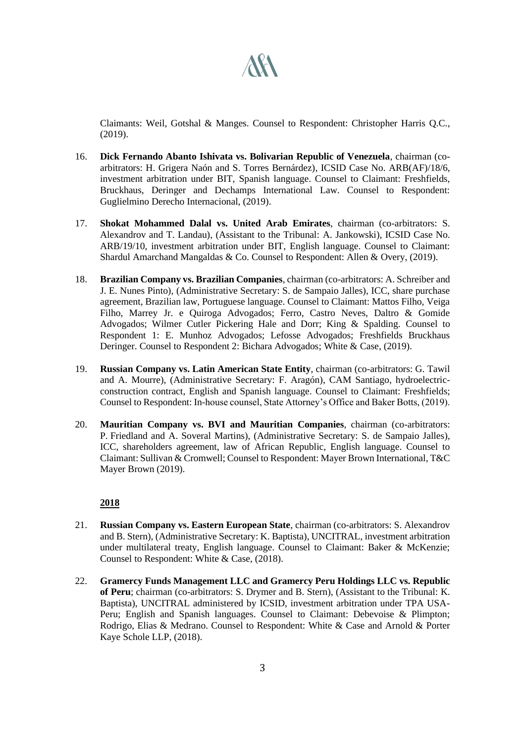Claimants: Weil, Gotshal & Manges. Counsel to Respondent: Christopher Harris Q.C., (2019).

16. **Dick Fernando Abanto Ishivata vs. Bolivarian Republic of Venezuela**, chairman (co-arbitrators: H. Grigera Naón and S. Torres Bernárdez), ICSID Case No. ARB(AF)/18/6, investment arbitration under BIT, Spanish language. Counsel to Claimant: Freshfields, Bruckhaus, Deringer and Dechamps International Law. Counsel to Respondent: Guglielmino Derecho Internacional, (2019).

17. **Shokat Mohammed Dalal vs. United Arab Emirates**, chairman (co-arbitrators: S. Alexandrov and T. Landau), (Assistant to the Tribunal: A. Jankowski), ICSID Case No. ARB/19/10, investment arbitration under BIT, English language. Counsel to Claimant: Shardul Amarchand Mangaldas & Co. Counsel to Respondent: Allen & Overy, (2019).

18. **Brazilian Company vs. Brazilian Companies**, chairman (co-arbitrators: A. Schreiber and J. E. Nunes Pinto), (Administrative Secretary: S. de Sampaio Jalles), ICC, share purchase agreement, Brazilian law, Portuguese language. Counsel to Claimant: Mattos Filho, Veiga Filho, Marrey Jr. e Quiroga Advogados; Ferro, Castro Neves, Daltro & Gomide Advogados; Wilmer Cutler Pickering Hale and Dorr; King & Spalding. Counsel to Respondent 1: E. Munhoz Advogados; Lefosse Advogados; Freshfields Bruckhaus Deringer. Counsel to Respondent 2: Bichara Advogados; White & Case, (2019).

19. **Russian Company vs. Latin American State Entity**, chairman (co-arbitrators: G. Tawil and A. Mourre), (Administrative Secretary: F. Aragón), CAM Santiago, hydroelectric-construction contract, English and Spanish language. Counsel to Claimant: Freshfields; Counsel to Respondent: In-house counsel, State Attorney's Office and Baker Botts, (2019).

20. **Mauritian Company vs. BVI and Mauritian Companies**, chairman (co-arbitrators: P. Friedland and A. Soveral Martins), (Administrative Secretary: S. de Sampaio Jalles), ICC, shareholders agreement, law of African Republic, English language. Counsel to Claimant: Sullivan & Cromwell; Counsel to Respondent: Mayer Brown International, T&C Mayer Brown (2019).

**2018**

21. **Russian Company vs. Eastern European State**, chairman (co-arbitrators: S. Alexandrov and B. Stern), (Administrative Secretary: K. Baptista), UNCITRAL, investment arbitration under multilateral treaty, English language. Counsel to Claimant: Baker & McKenzie; Counsel to Respondent: White & Case, (2018).

22. **Gramercy Funds Management LLC and Gramercy Peru Holdings LLC vs. Republic of Peru**; chairman (co-arbitrators: S. Drymer and B. Stern), (Assistant to the Tribunal: K. Baptista), UNCITRAL administered by ICSID, investment arbitration under TPA USA-Peru; English and Spanish languages. Counsel to Claimant: Debevoise & Plimpton; Rodrigo, Elias & Medrano. Counsel to Respondent: White & Case and Arnold & Porter Kaye Schole LLP, (2018).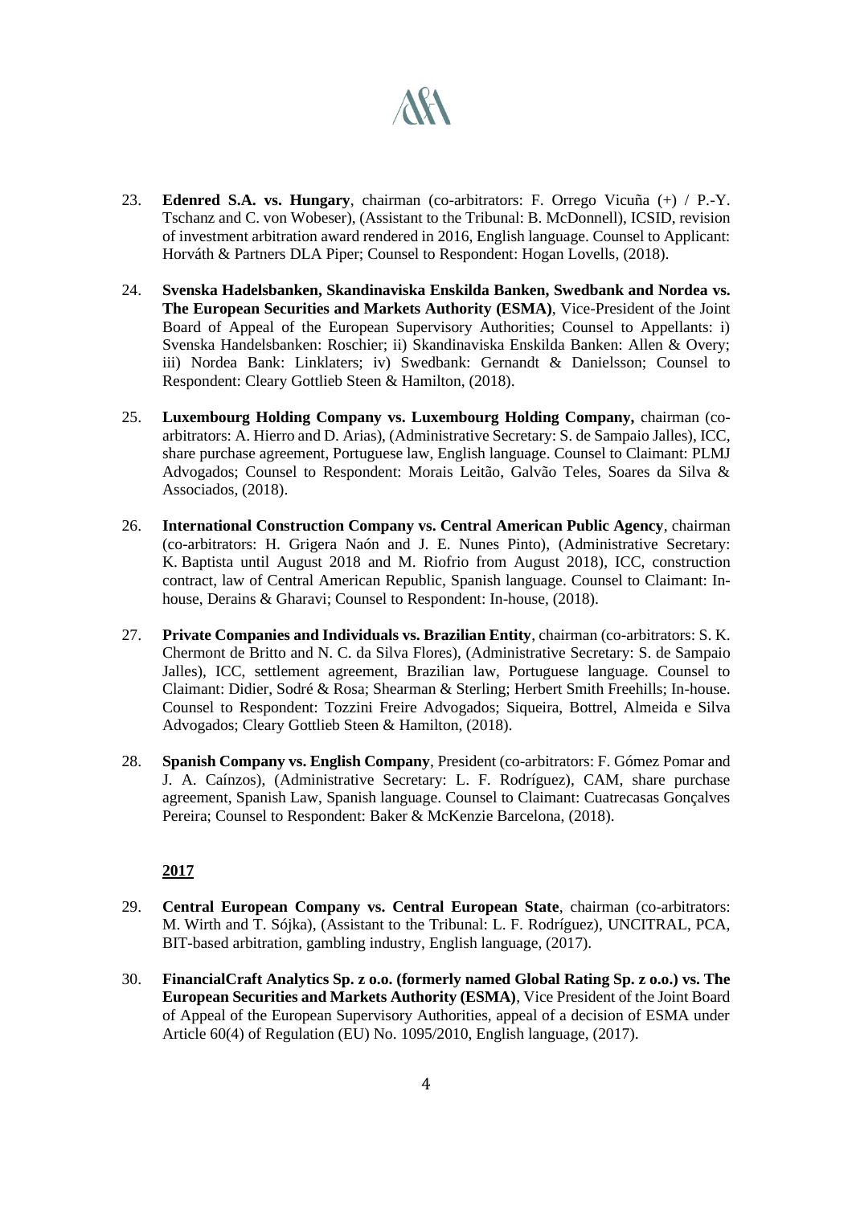23. **Edenred S.A. vs. Hungary**, chairman (co-arbitrators: F. Orrego Vicuña (+) / P.-Y. Tschanz and C. von Wobeser), (Assistant to the Tribunal: B. McDonnell), ICSID, revision of investment arbitration award rendered in 2016, English language. Counsel to Applicant: Horváth & Partners DLA Piper; Counsel to Respondent: Hogan Lovells, (2018).

24. **Svenska Hadelsbanken, Skandinaviska Enskilda Banken, Swedbank and Nordea vs. The European Securities and Markets Authority (ESMA)**, Vice-President of the Joint Board of Appeal of the European Supervisory Authorities; Counsel to Appellants: i) Svenska Handelsbanken: Roschier; ii) Skandinaviska Enskilda Banken: Allen & Overy; iii) Nordea Bank: Linklaters; iv) Swedbank: Gernandt & Danielsson; Counsel to Respondent: Cleary Gottlieb Steen & Hamilton, (2018).

25. **Luxembourg Holding Company vs. Luxembourg Holding Company,** chairman (co-arbitrators: A. Hierro and D. Arias), (Administrative Secretary: S. de Sampaio Jalles), ICC, share purchase agreement, Portuguese law, English language. Counsel to Claimant: PLMJ Advogados; Counsel to Respondent: Morais Leitão, Galvão Teles, Soares da Silva & Associados, (2018).

26. **International Construction Company vs. Central American Public Agency**, chairman (co-arbitrators: H. Grigera Naón and J. E. Nunes Pinto), (Administrative Secretary: K. Baptista until August 2018 and M. Riofrio from August 2018), ICC, construction contract, law of Central American Republic, Spanish language. Counsel to Claimant: In-house, Derains & Gharavi; Counsel to Respondent: In-house, (2018).

27. **Private Companies and Individuals vs. Brazilian Entity**, chairman (co-arbitrators: S. K. Chermont de Britto and N. C. da Silva Flores), (Administrative Secretary: S. de Sampaio Jalles), ICC, settlement agreement, Brazilian law, Portuguese language. Counsel to Claimant: Didier, Sodré & Rosa; Shearman & Sterling; Herbert Smith Freehills; In-house. Counsel to Respondent: Tozzini Freire Advogados; Siqueira, Bottrel, Almeida e Silva Advogados; Cleary Gottlieb Steen & Hamilton, (2018).

28. **Spanish Company vs. English Company**, President (co-arbitrators: F. Gómez Pomar and J. A. Caínzos), (Administrative Secretary: L. F. Rodríguez), CAM, share purchase agreement, Spanish Law, Spanish language. Counsel to Claimant: Cuatrecasas Gonçalves Pereira; Counsel to Respondent: Baker & McKenzie Barcelona, (2018).

**2017**

29. **Central European Company vs. Central European State**, chairman (co-arbitrators: M. Wirth and T. Sójka), (Assistant to the Tribunal: L. F. Rodríguez), UNCITRAL, PCA, BIT-based arbitration, gambling industry, English language, (2017).

30. **FinancialCraft Analytics Sp. z o.o. (formerly named Global Rating Sp. z o.o.) vs. The European Securities and Markets Authority (ESMA)**, Vice President of the Joint Board of Appeal of the European Supervisory Authorities, appeal of a decision of ESMA under Article 60(4) of Regulation (EU) No. 1095/2010, English language, (2017).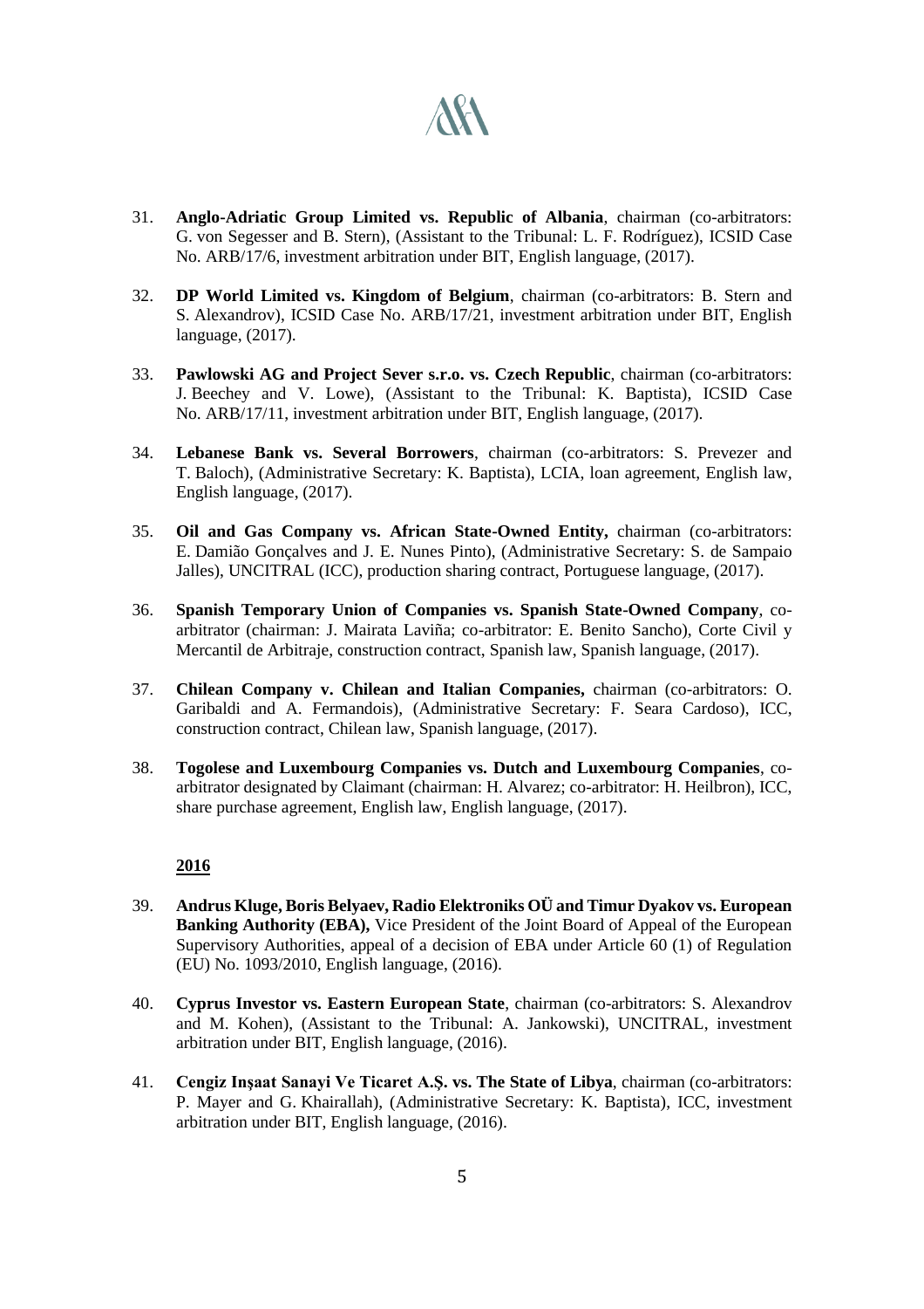31. **Anglo-Adriatic Group Limited vs. Republic of Albania**, chairman (co-arbitrators: G. von Segesser and B. Stern), (Assistant to the Tribunal: L. F. Rodríguez), ICSID Case No. ARB/17/6, investment arbitration under BIT, English language, (2017).

32. **DP World Limited vs. Kingdom of Belgium**, chairman (co-arbitrators: B. Stern and S. Alexandrov), ICSID Case No. ARB/17/21, investment arbitration under BIT, English language, (2017).

33. **Pawlowski AG and Project Sever s.r.o. vs. Czech Republic**, chairman (co-arbitrators: J. Beechey and V. Lowe), (Assistant to the Tribunal: K. Baptista), ICSID Case No. ARB/17/11, investment arbitration under BIT, English language, (2017).

34. **Lebanese Bank vs. Several Borrowers**, chairman (co-arbitrators: S. Prevezer and T. Baloch), (Administrative Secretary: K. Baptista), LCIA, loan agreement, English law, English language, (2017).

35. **Oil and Gas Company vs. African State-Owned Entity,** chairman (co-arbitrators: E. Damião Gonçalves and J. E. Nunes Pinto), (Administrative Secretary: S. de Sampaio Jalles), UNCITRAL (ICC), production sharing contract, Portuguese language, (2017).

36. **Spanish Temporary Union of Companies vs. Spanish State-Owned Company**, co-arbitrator (chairman: J. Mairata Laviña; co-arbitrator: E. Benito Sancho), Corte Civil y Mercantil de Arbitraje, construction contract, Spanish law, Spanish language, (2017).

37. **Chilean Company v. Chilean and Italian Companies,** chairman (co-arbitrators: O. Garibaldi and A. Fermandois), (Administrative Secretary: F. Seara Cardoso), ICC, construction contract, Chilean law, Spanish language, (2017).

38. **Togolese and Luxembourg Companies vs. Dutch and Luxembourg Companies**, co-arbitrator designated by Claimant (chairman: H. Alvarez; co-arbitrator: H. Heilbron), ICC, share purchase agreement, English law, English language, (2017).

**<u>2016</u>**

39. **Andrus Kluge, Boris Belyaev, Radio Elektroniks OÜ and Timur Dyakov vs. European Banking Authority (EBA),** Vice President of the Joint Board of Appeal of the European Supervisory Authorities, appeal of a decision of EBA under Article 60 (1) of Regulation (EU) No. 1093/2010, English language, (2016).

40. **Cyprus Investor vs. Eastern European State**, chairman (co-arbitrators: S. Alexandrov and M. Kohen), (Assistant to the Tribunal: A. Jankowski), UNCITRAL, investment arbitration under BIT, English language, (2016).

41. **Cengiz Inşaat Sanayi Ve Ticaret A.Ş. vs. The State of Libya**, chairman (co-arbitrators: P. Mayer and G. Khairallah), (Administrative Secretary: K. Baptista), ICC, investment arbitration under BIT, English language, (2016).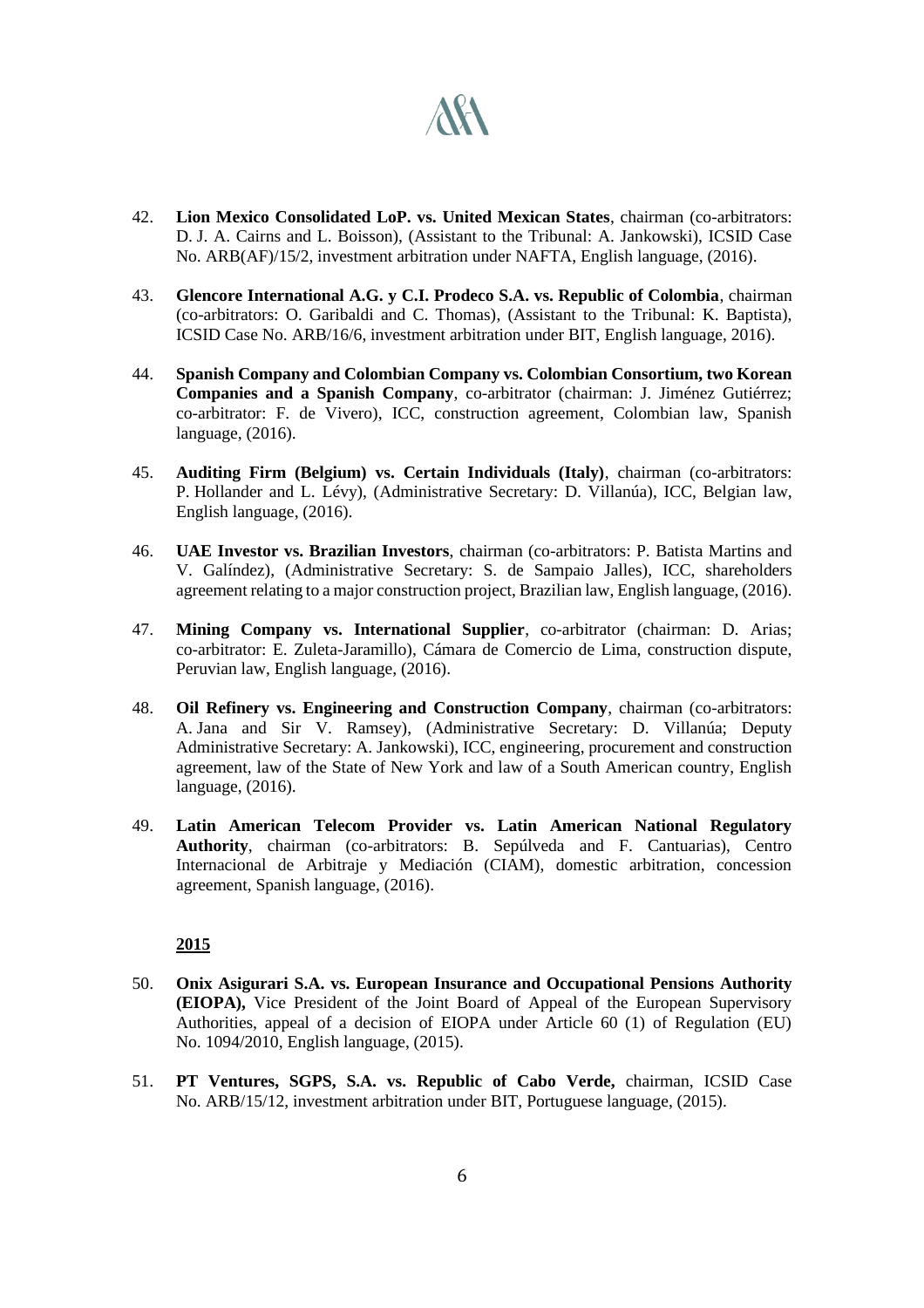42. **Lion Mexico Consolidated LoP. vs. United Mexican States**, chairman (co-arbitrators: D. J. A. Cairns and L. Boisson), (Assistant to the Tribunal: A. Jankowski), ICSID Case No. ARB(AF)/15/2, investment arbitration under NAFTA, English language, (2016).

43. **Glencore International A.G. y C.I. Prodeco S.A. vs. Republic of Colombia**, chairman (co-arbitrators: O. Garibaldi and C. Thomas), (Assistant to the Tribunal: K. Baptista), ICSID Case No. ARB/16/6, investment arbitration under BIT, English language, 2016).

44. **Spanish Company and Colombian Company vs. Colombian Consortium, two Korean Companies and a Spanish Company**, co-arbitrator (chairman: J. Jiménez Gutiérrez; co-arbitrator: F. de Vivero), ICC, construction agreement, Colombian law, Spanish language, (2016).

45. **Auditing Firm (Belgium) vs. Certain Individuals (Italy)**, chairman (co-arbitrators: P. Hollander and L. Lévy), (Administrative Secretary: D. Villanúa), ICC, Belgian law, English language, (2016).

46. **UAE Investor vs. Brazilian Investors**, chairman (co-arbitrators: P. Batista Martins and V. Galíndez), (Administrative Secretary: S. de Sampaio Jalles), ICC, shareholders agreement relating to a major construction project, Brazilian law, English language, (2016).

47. **Mining Company vs. International Supplier**, co-arbitrator (chairman: D. Arias; co-arbitrator: E. Zuleta-Jaramillo), Cámara de Comercio de Lima, construction dispute, Peruvian law, English language, (2016).

48. **Oil Refinery vs. Engineering and Construction Company**, chairman (co-arbitrators: A. Jana and Sir V. Ramsey), (Administrative Secretary: D. Villanúa; Deputy Administrative Secretary: A. Jankowski), ICC, engineering, procurement and construction agreement, law of the State of New York and law of a South American country, English language, (2016).

49. **Latin American Telecom Provider vs. Latin American National Regulatory Authority**, chairman (co-arbitrators: B. Sepúlveda and F. Cantuarias), Centro Internacional de Arbitraje y Mediación (CIAM), domestic arbitration, concession agreement, Spanish language, (2016).

**2015**

50. **Onix Asigurari S.A. vs. European Insurance and Occupational Pensions Authority (EIOPA),** Vice President of the Joint Board of Appeal of the European Supervisory Authorities, appeal of a decision of EIOPA under Article 60 (1) of Regulation (EU) No. 1094/2010, English language, (2015).

51. **PT Ventures, SGPS, S.A. vs. Republic of Cabo Verde,** chairman, ICSID Case No. ARB/15/12, investment arbitration under BIT, Portuguese language, (2015).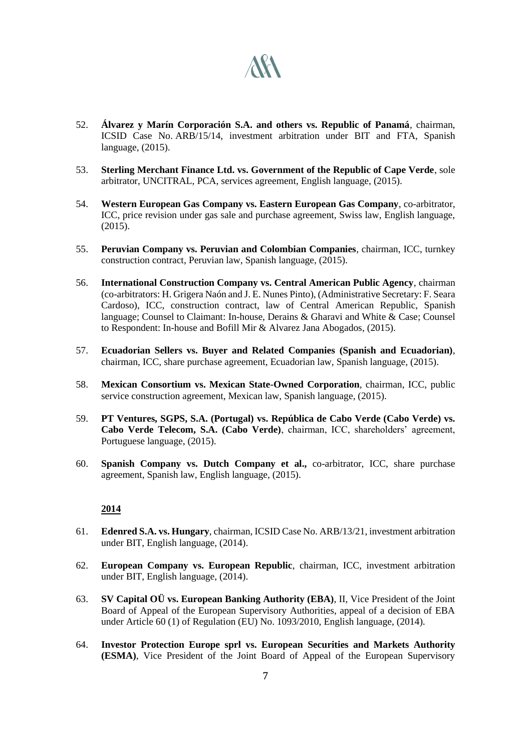52. **Álvarez y Marín Corporación S.A. and others vs. Republic of Panamá**, chairman, ICSID Case No. ARB/15/14, investment arbitration under BIT and FTA, Spanish language, (2015).

53. **Sterling Merchant Finance Ltd. vs. Government of the Republic of Cape Verde**, sole arbitrator, UNCITRAL, PCA, services agreement, English language, (2015).

54. **Western European Gas Company vs. Eastern European Gas Company**, co-arbitrator, ICC, price revision under gas sale and purchase agreement, Swiss law, English language, (2015).

55. **Peruvian Company vs. Peruvian and Colombian Companies**, chairman, ICC, turnkey construction contract, Peruvian law, Spanish language, (2015).

56. **International Construction Company vs. Central American Public Agency**, chairman (co-arbitrators: H. Grigera Naón and J. E. Nunes Pinto), (Administrative Secretary: F. Seara Cardoso), ICC, construction contract, law of Central American Republic, Spanish language; Counsel to Claimant: In-house, Derains & Gharavi and White & Case; Counsel to Respondent: In-house and Bofill Mir & Alvarez Jana Abogados, (2015).

57. **Ecuadorian Sellers vs. Buyer and Related Companies (Spanish and Ecuadorian)**, chairman, ICC, share purchase agreement, Ecuadorian law, Spanish language, (2015).

58. **Mexican Consortium vs. Mexican State-Owned Corporation**, chairman, ICC, public service construction agreement, Mexican law, Spanish language, (2015).

59. **PT Ventures, SGPS, S.A. (Portugal) vs. República de Cabo Verde (Cabo Verde) vs. Cabo Verde Telecom, S.A. (Cabo Verde)**, chairman, ICC, shareholders' agreement, Portuguese language, (2015).

60. **Spanish Company vs. Dutch Company et al.,** co-arbitrator, ICC, share purchase agreement, Spanish law, English language, (2015).

**2014**

61. **Edenred S.A. vs. Hungary**, chairman, ICSID Case No. ARB/13/21, investment arbitration under BIT, English language, (2014).

62. **European Company vs. European Republic**, chairman, ICC, investment arbitration under BIT, English language, (2014).

63. **SV Capital OÜ vs. European Banking Authority (EBA)**, II, Vice President of the Joint Board of Appeal of the European Supervisory Authorities, appeal of a decision of EBA under Article 60 (1) of Regulation (EU) No. 1093/2010, English language, (2014).

64. **Investor Protection Europe sprl vs. European Securities and Markets Authority (ESMA)**, Vice President of the Joint Board of Appeal of the European Supervisory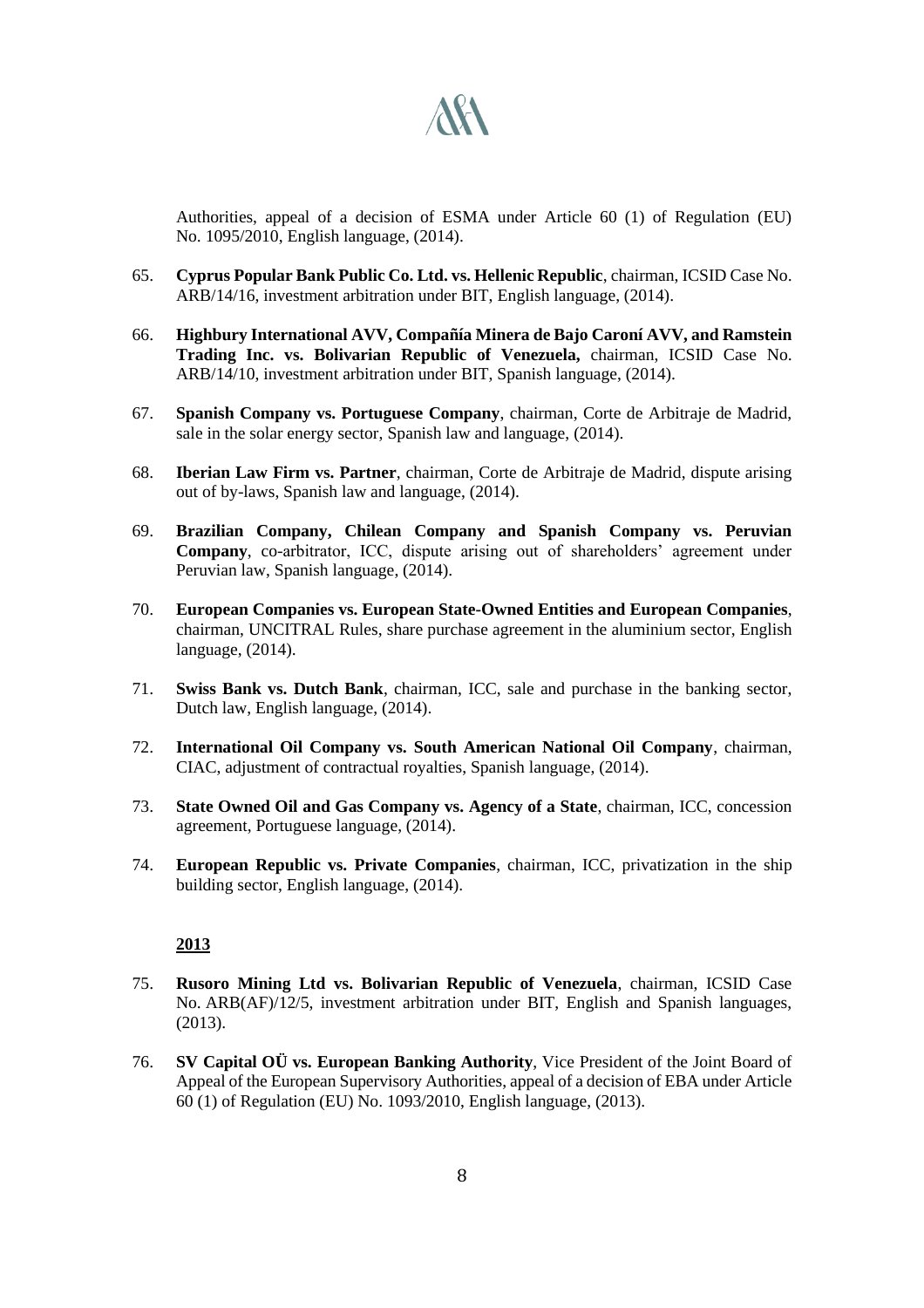Authorities, appeal of a decision of ESMA under Article 60 (1) of Regulation (EU) No. 1095/2010, English language, (2014).

65. **Cyprus Popular Bank Public Co. Ltd. vs. Hellenic Republic**, chairman, ICSID Case No. ARB/14/16, investment arbitration under BIT, English language, (2014).

66. **Highbury International AVV, Compañía Minera de Bajo Caroní AVV, and Ramstein Trading Inc. vs. Bolivarian Republic of Venezuela,** chairman, ICSID Case No. ARB/14/10, investment arbitration under BIT, Spanish language, (2014).

67. **Spanish Company vs. Portuguese Company**, chairman, Corte de Arbitraje de Madrid, sale in the solar energy sector, Spanish law and language, (2014).

68. **Iberian Law Firm vs. Partner**, chairman, Corte de Arbitraje de Madrid, dispute arising out of by-laws, Spanish law and language, (2014).

69. **Brazilian Company, Chilean Company and Spanish Company vs. Peruvian Company**, co-arbitrator, ICC, dispute arising out of shareholders' agreement under Peruvian law, Spanish language, (2014).

70. **European Companies vs. European State-Owned Entities and European Companies**, chairman, UNCITRAL Rules, share purchase agreement in the aluminium sector, English language, (2014).

71. **Swiss Bank vs. Dutch Bank**, chairman, ICC, sale and purchase in the banking sector, Dutch law, English language, (2014).

72. **International Oil Company vs. South American National Oil Company**, chairman, CIAC, adjustment of contractual royalties, Spanish language, (2014).

73. **State Owned Oil and Gas Company vs. Agency of a State**, chairman, ICC, concession agreement, Portuguese language, (2014).

74. **European Republic vs. Private Companies**, chairman, ICC, privatization in the ship building sector, English language, (2014).

**2013**

75. **Rusoro Mining Ltd vs. Bolivarian Republic of Venezuela**, chairman, ICSID Case No. ARB(AF)/12/5, investment arbitration under BIT, English and Spanish languages, (2013).

76. **SV Capital OÜ vs. European Banking Authority**, Vice President of the Joint Board of Appeal of the European Supervisory Authorities, appeal of a decision of EBA under Article 60 (1) of Regulation (EU) No. 1093/2010, English language, (2013).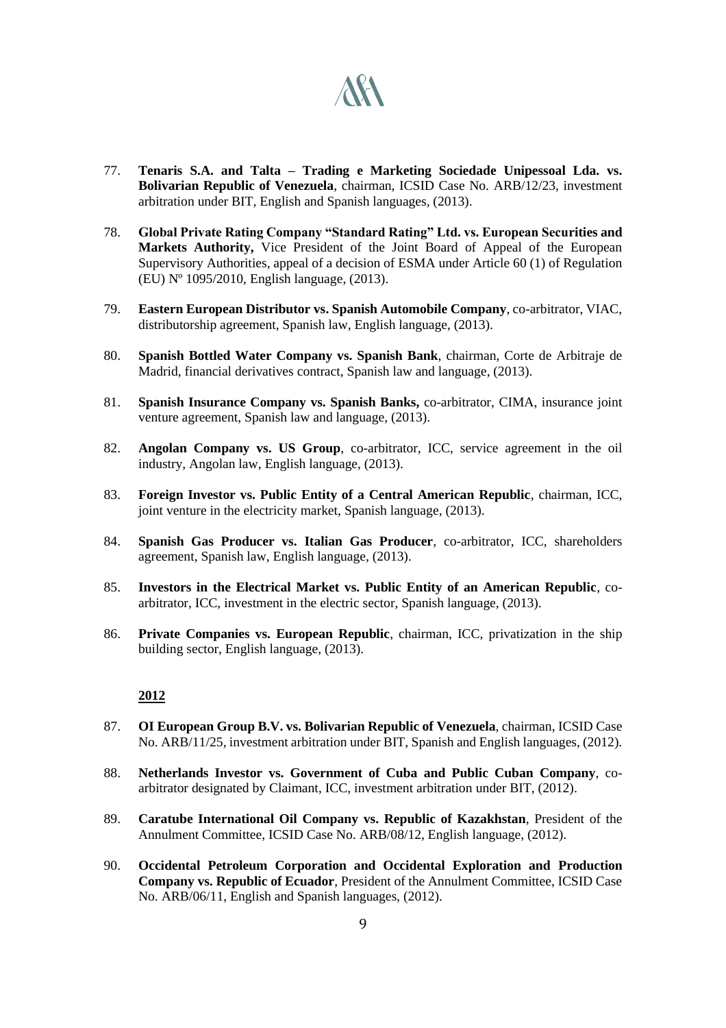77. **Tenaris S.A. and Talta – Trading e Marketing Sociedade Unipessoal Lda. vs. Bolivarian Republic of Venezuela**, chairman, ICSID Case No. ARB/12/23, investment arbitration under BIT, English and Spanish languages, (2013).

78. **Global Private Rating Company "Standard Rating" Ltd. vs. European Securities and Markets Authority,** Vice President of the Joint Board of Appeal of the European Supervisory Authorities, appeal of a decision of ESMA under Article 60 (1) of Regulation (EU) Nº 1095/2010, English language, (2013).

79. **Eastern European Distributor vs. Spanish Automobile Company**, co-arbitrator, VIAC, distributorship agreement, Spanish law, English language, (2013).

80. **Spanish Bottled Water Company vs. Spanish Bank**, chairman, Corte de Arbitraje de Madrid, financial derivatives contract, Spanish law and language, (2013).

81. **Spanish Insurance Company vs. Spanish Banks,** co-arbitrator, CIMA, insurance joint venture agreement, Spanish law and language, (2013).

82. **Angolan Company vs. US Group**, co-arbitrator, ICC, service agreement in the oil industry, Angolan law, English language, (2013).

83. **Foreign Investor vs. Public Entity of a Central American Republic**, chairman, ICC, joint venture in the electricity market, Spanish language, (2013).

84. **Spanish Gas Producer vs. Italian Gas Producer**, co-arbitrator, ICC, shareholders agreement, Spanish law, English language, (2013).

85. **Investors in the Electrical Market vs. Public Entity of an American Republic**, co-arbitrator, ICC, investment in the electric sector, Spanish language, (2013).

86. **Private Companies vs. European Republic**, chairman, ICC, privatization in the ship building sector, English language, (2013).

**2012**

87. **OI European Group B.V. vs. Bolivarian Republic of Venezuela**, chairman, ICSID Case No. ARB/11/25, investment arbitration under BIT, Spanish and English languages, (2012).

88. **Netherlands Investor vs. Government of Cuba and Public Cuban Company**, co-arbitrator designated by Claimant, ICC, investment arbitration under BIT, (2012).

89. **Caratube International Oil Company vs. Republic of Kazakhstan**, President of the Annulment Committee, ICSID Case No. ARB/08/12, English language, (2012).

90. **Occidental Petroleum Corporation and Occidental Exploration and Production Company vs. Republic of Ecuador**, President of the Annulment Committee, ICSID Case No. ARB/06/11, English and Spanish languages, (2012).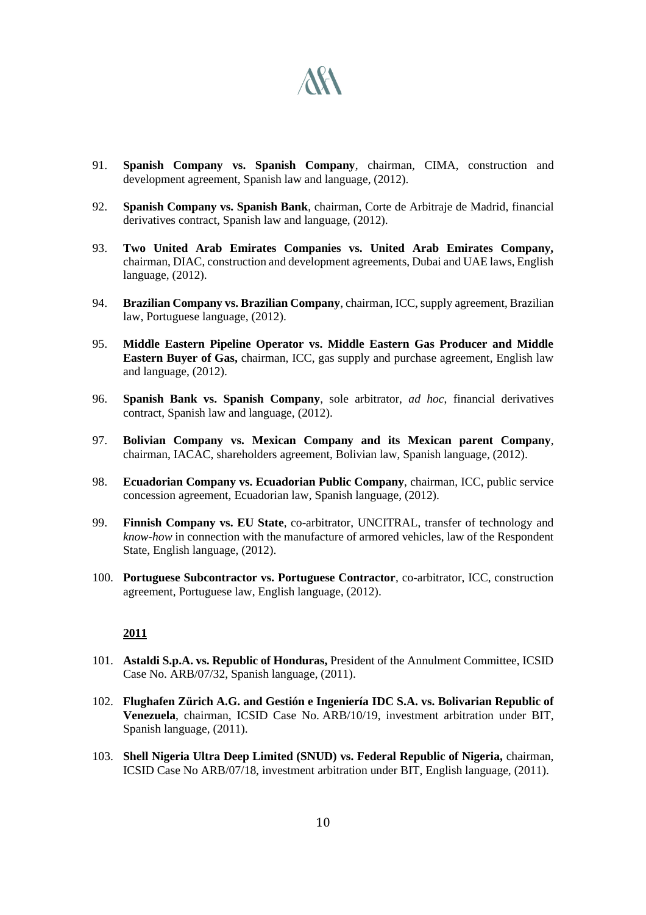91. **Spanish Company vs. Spanish Company**, chairman, CIMA, construction and development agreement, Spanish law and language, (2012).

92. **Spanish Company vs. Spanish Bank**, chairman, Corte de Arbitraje de Madrid, financial derivatives contract, Spanish law and language, (2012).

93. **Two United Arab Emirates Companies vs. United Arab Emirates Company,** chairman, DIAC, construction and development agreements, Dubai and UAE laws, English language, (2012).

94. **Brazilian Company vs. Brazilian Company**, chairman, ICC, supply agreement, Brazilian law, Portuguese language, (2012).

95. **Middle Eastern Pipeline Operator vs. Middle Eastern Gas Producer and Middle Eastern Buyer of Gas,** chairman, ICC, gas supply and purchase agreement, English law and language, (2012).

96. **Spanish Bank vs. Spanish Company**, sole arbitrator, *ad hoc*, financial derivatives contract, Spanish law and language, (2012).

97. **Bolivian Company vs. Mexican Company and its Mexican parent Company**, chairman, IACAC, shareholders agreement, Bolivian law, Spanish language, (2012).

98. **Ecuadorian Company vs. Ecuadorian Public Company**, chairman, ICC, public service concession agreement, Ecuadorian law, Spanish language, (2012).

99. **Finnish Company vs. EU State**, co-arbitrator, UNCITRAL, transfer of technology and *know-how* in connection with the manufacture of armored vehicles, law of the Respondent State, English language, (2012).

100. **Portuguese Subcontractor vs. Portuguese Contractor**, co-arbitrator, ICC, construction agreement, Portuguese law, English language, (2012).

**2011**

101. **Astaldi S.p.A. vs. Republic of Honduras,** President of the Annulment Committee, ICSID Case No. ARB/07/32, Spanish language, (2011).

102. **Flughafen Zürich A.G. and Gestión e Ingeniería IDC S.A. vs. Bolivarian Republic of Venezuela**, chairman, ICSID Case No. ARB/10/19, investment arbitration under BIT, Spanish language, (2011).

103. **Shell Nigeria Ultra Deep Limited (SNUD) vs. Federal Republic of Nigeria,** chairman, ICSID Case No ARB/07/18, investment arbitration under BIT, English language, (2011).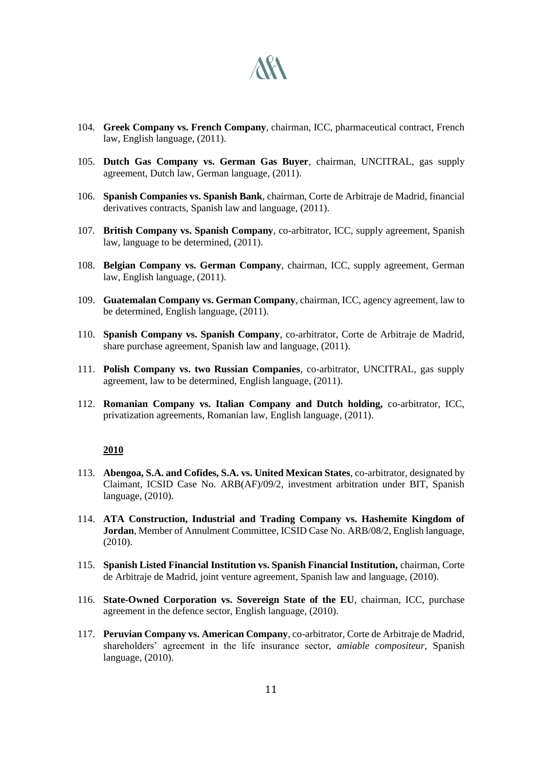104. **Greek Company vs. French Company**, chairman, ICC, pharmaceutical contract, French law, English language, (2011).

105. **Dutch Gas Company vs. German Gas Buyer**, chairman, UNCITRAL, gas supply agreement, Dutch law, German language, (2011).

106. **Spanish Companies vs. Spanish Bank**, chairman, Corte de Arbitraje de Madrid, financial derivatives contracts, Spanish law and language, (2011).

107. **British Company vs. Spanish Company**, co-arbitrator, ICC, supply agreement, Spanish law, language to be determined, (2011).

108. **Belgian Company vs. German Company**, chairman, ICC, supply agreement, German law, English language, (2011).

109. **Guatemalan Company vs. German Company**, chairman, ICC, agency agreement, law to be determined, English language, (2011).

110. **Spanish Company vs. Spanish Company**, co-arbitrator, Corte de Arbitraje de Madrid, share purchase agreement, Spanish law and language, (2011).

111. **Polish Company vs. two Russian Companies**, co-arbitrator, UNCITRAL, gas supply agreement, law to be determined, English language, (2011).

112. **Romanian Company vs. Italian Company and Dutch holding,** co-arbitrator, ICC, privatization agreements, Romanian law, English language, (2011).

**<u>2010</u>**

113. **Abengoa, S.A. and Cofides, S.A. vs. United Mexican States**, co-arbitrator, designated by Claimant, ICSID Case No. ARB(AF)/09/2, investment arbitration under BIT, Spanish language, (2010).

114. **ATA Construction, Industrial and Trading Company vs. Hashemite Kingdom of Jordan**, Member of Annulment Committee, ICSID Case No. ARB/08/2, English language, (2010).

115. **Spanish Listed Financial Institution vs. Spanish Financial Institution,** chairman, Corte de Arbitraje de Madrid, joint venture agreement, Spanish law and language, (2010).

116. **State-Owned Corporation vs. Sovereign State of the EU**, chairman, ICC, purchase agreement in the defence sector, English language, (2010).

117. **Peruvian Company vs. American Company**, co-arbitrator, Corte de Arbitraje de Madrid, shareholders' agreement in the life insurance sector, *amiable compositeur*, Spanish language, (2010).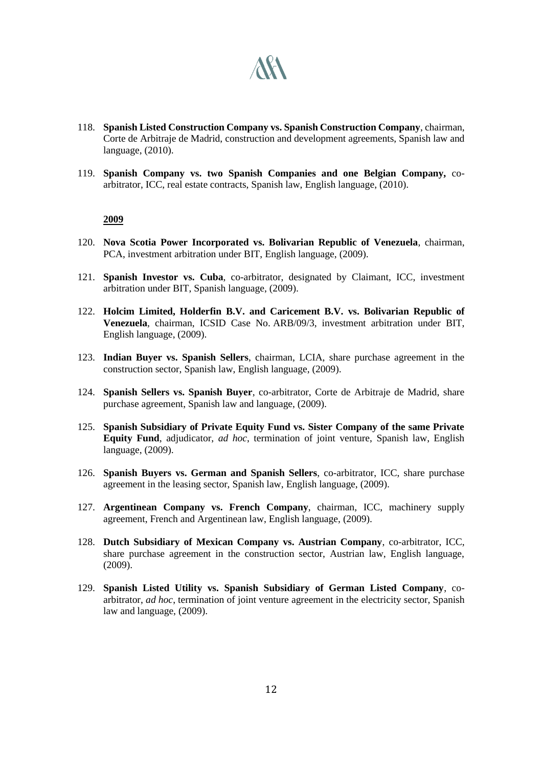118. **Spanish Listed Construction Company vs. Spanish Construction Company**, chairman, Corte de Arbitraje de Madrid, construction and development agreements, Spanish law and language, (2010).

119. **Spanish Company vs. two Spanish Companies and one Belgian Company,** co-arbitrator, ICC, real estate contracts, Spanish law, English language, (2010).

**2009**

120. **Nova Scotia Power Incorporated vs. Bolivarian Republic of Venezuela**, chairman, PCA, investment arbitration under BIT, English language, (2009).

121. **Spanish Investor vs. Cuba**, co-arbitrator, designated by Claimant, ICC, investment arbitration under BIT, Spanish language, (2009).

122. **Holcim Limited, Holderfin B.V. and Caricement B.V. vs. Bolivarian Republic of Venezuela**, chairman, ICSID Case No. ARB/09/3, investment arbitration under BIT, English language, (2009).

123. **Indian Buyer vs. Spanish Sellers**, chairman, LCIA, share purchase agreement in the construction sector, Spanish law, English language, (2009).

124. **Spanish Sellers vs. Spanish Buyer**, co-arbitrator, Corte de Arbitraje de Madrid, share purchase agreement, Spanish law and language, (2009).

125. **Spanish Subsidiary of Private Equity Fund vs. Sister Company of the same Private Equity Fund**, adjudicator, *ad hoc*, termination of joint venture, Spanish law, English language, (2009).

126. **Spanish Buyers vs. German and Spanish Sellers**, co-arbitrator, ICC, share purchase agreement in the leasing sector, Spanish law, English language, (2009).

127. **Argentinean Company vs. French Company**, chairman, ICC, machinery supply agreement, French and Argentinean law, English language, (2009).

128. **Dutch Subsidiary of Mexican Company vs. Austrian Company**, co-arbitrator, ICC, share purchase agreement in the construction sector, Austrian law, English language, (2009).

129. **Spanish Listed Utility vs. Spanish Subsidiary of German Listed Company**, co-arbitrator, *ad hoc*, termination of joint venture agreement in the electricity sector, Spanish law and language, (2009).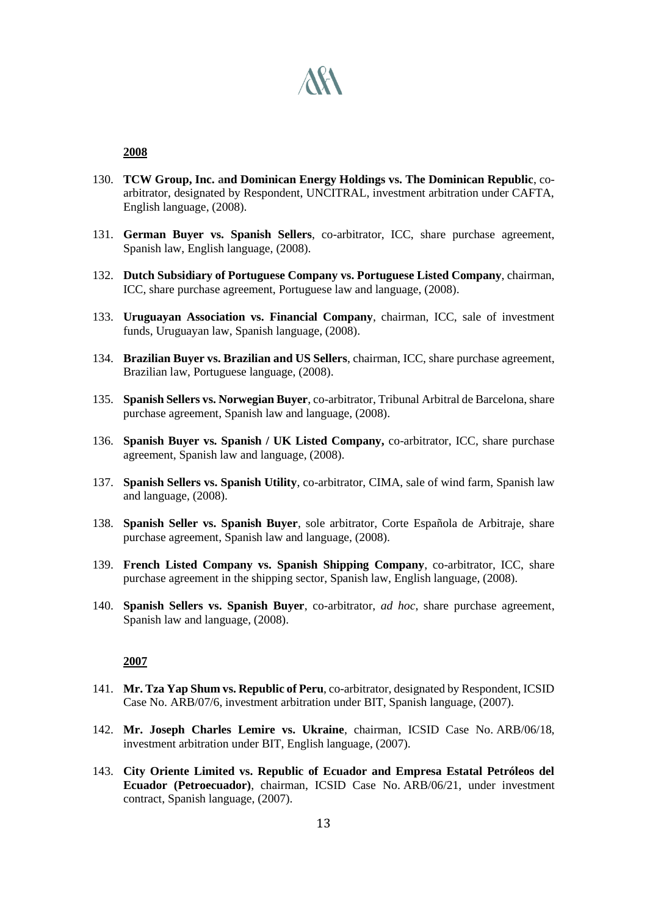**2008**

130. **TCW Group, Inc. and Dominican Energy Holdings vs. The Dominican Republic**, co-arbitrator, designated by Respondent, UNCITRAL, investment arbitration under CAFTA, English language, (2008).

131. **German Buyer vs. Spanish Sellers**, co-arbitrator, ICC, share purchase agreement, Spanish law, English language, (2008).

132. **Dutch Subsidiary of Portuguese Company vs. Portuguese Listed Company**, chairman, ICC, share purchase agreement, Portuguese law and language, (2008).

133. **Uruguayan Association vs. Financial Company**, chairman, ICC, sale of investment funds, Uruguayan law, Spanish language, (2008).

134. **Brazilian Buyer vs. Brazilian and US Sellers**, chairman, ICC, share purchase agreement, Brazilian law, Portuguese language, (2008).

135. **Spanish Sellers vs. Norwegian Buyer**, co-arbitrator, Tribunal Arbitral de Barcelona, share purchase agreement, Spanish law and language, (2008).

136. **Spanish Buyer vs. Spanish / UK Listed Company,** co-arbitrator, ICC, share purchase agreement, Spanish law and language, (2008).

137. **Spanish Sellers vs. Spanish Utility**, co-arbitrator, CIMA, sale of wind farm, Spanish law and language, (2008).

138. **Spanish Seller vs. Spanish Buyer**, sole arbitrator, Corte Española de Arbitraje, share purchase agreement, Spanish law and language, (2008).

139. **French Listed Company vs. Spanish Shipping Company**, co-arbitrator, ICC, share purchase agreement in the shipping sector, Spanish law, English language, (2008).

140. **Spanish Sellers vs. Spanish Buyer**, co-arbitrator, *ad hoc*, share purchase agreement, Spanish law and language, (2008).

**2007**

141. **Mr. Tza Yap Shum vs. Republic of Peru**, co-arbitrator, designated by Respondent, ICSID Case No. ARB/07/6, investment arbitration under BIT, Spanish language, (2007).

142. **Mr. Joseph Charles Lemire vs. Ukraine**, chairman, ICSID Case No. ARB/06/18, investment arbitration under BIT, English language, (2007).

143. **City Oriente Limited vs. Republic of Ecuador and Empresa Estatal Petróleos del Ecuador (Petroecuador)**, chairman, ICSID Case No. ARB/06/21, under investment contract, Spanish language, (2007).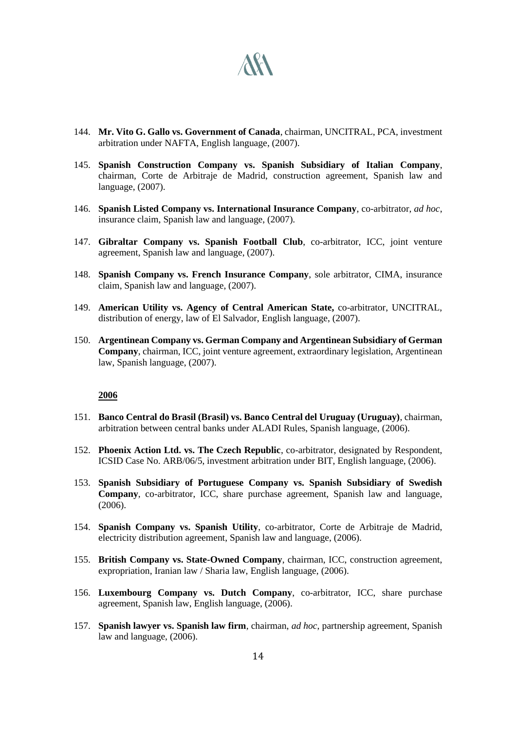144. **Mr. Vito G. Gallo vs. Government of Canada**, chairman, UNCITRAL, PCA, investment arbitration under NAFTA, English language, (2007).

145. **Spanish Construction Company vs. Spanish Subsidiary of Italian Company**, chairman, Corte de Arbitraje de Madrid, construction agreement, Spanish law and language, (2007).

146. **Spanish Listed Company vs. International Insurance Company**, co-arbitrator, *ad hoc*, insurance claim, Spanish law and language, (2007).

147. **Gibraltar Company vs. Spanish Football Club**, co-arbitrator, ICC, joint venture agreement, Spanish law and language, (2007).

148. **Spanish Company vs. French Insurance Company**, sole arbitrator, CIMA, insurance claim, Spanish law and language, (2007).

149. **American Utility vs. Agency of Central American State,** co-arbitrator, UNCITRAL, distribution of energy, law of El Salvador, English language, (2007).

150. **Argentinean Company vs. German Company and Argentinean Subsidiary of German Company**, chairman, ICC, joint venture agreement, extraordinary legislation, Argentinean law, Spanish language, (2007).

**2006**

151. **Banco Central do Brasil (Brasil) vs. Banco Central del Uruguay (Uruguay)**, chairman, arbitration between central banks under ALADI Rules, Spanish language, (2006).

152. **Phoenix Action Ltd. vs. The Czech Republic**, co-arbitrator, designated by Respondent, ICSID Case No. ARB/06/5, investment arbitration under BIT, English language, (2006).

153. **Spanish Subsidiary of Portuguese Company vs. Spanish Subsidiary of Swedish Company**, co-arbitrator, ICC, share purchase agreement, Spanish law and language, (2006).

154. **Spanish Company vs. Spanish Utility**, co-arbitrator, Corte de Arbitraje de Madrid, electricity distribution agreement, Spanish law and language, (2006).

155. **British Company vs. State-Owned Company**, chairman, ICC, construction agreement, expropriation, Iranian law / Sharia law, English language, (2006).

156. **Luxembourg Company vs. Dutch Company**, co-arbitrator, ICC, share purchase agreement, Spanish law, English language, (2006).

157. **Spanish lawyer vs. Spanish law firm**, chairman, *ad hoc*, partnership agreement, Spanish law and language, (2006).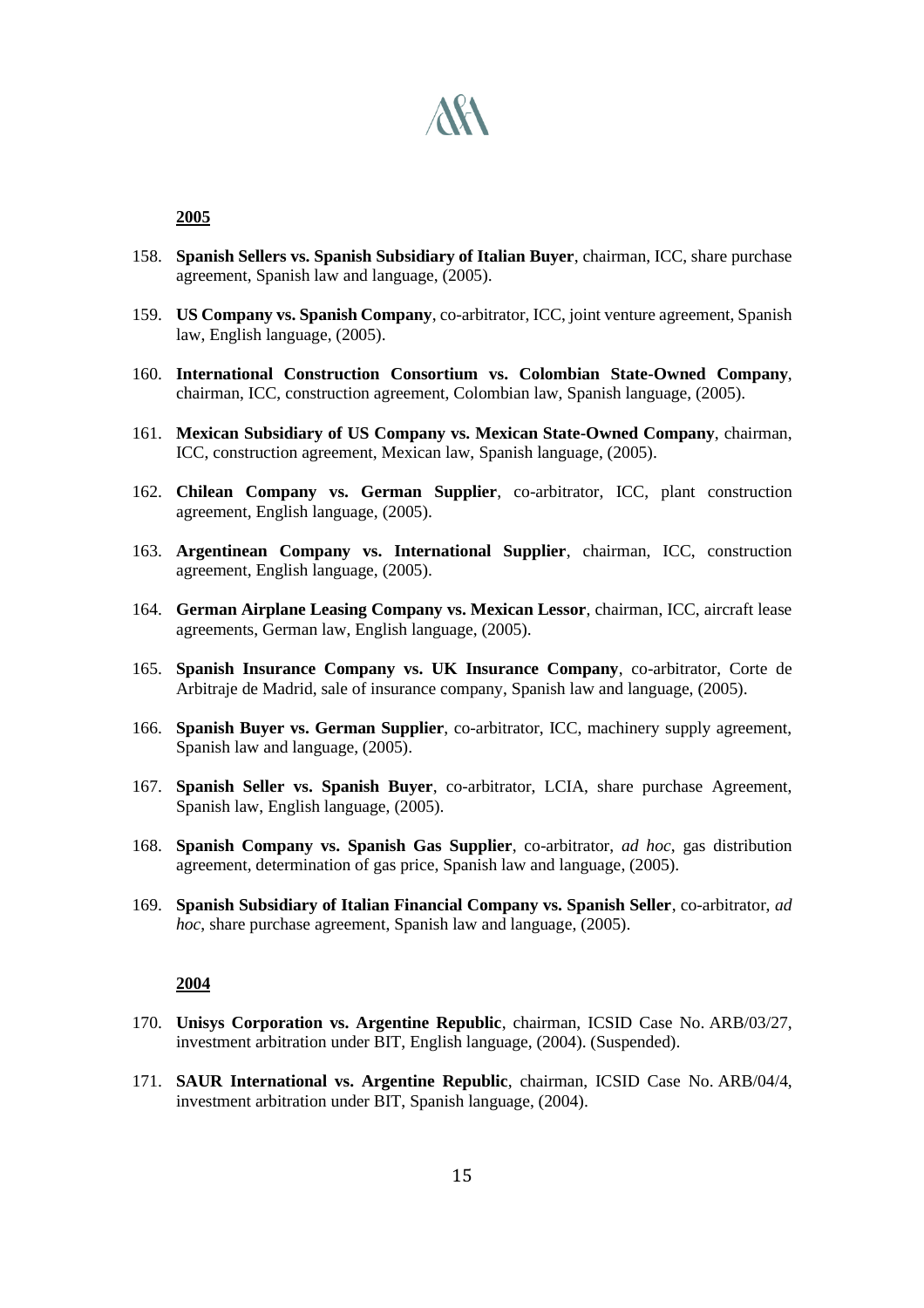**2005**

158. **Spanish Sellers vs. Spanish Subsidiary of Italian Buyer**, chairman, ICC, share purchase agreement, Spanish law and language, (2005).

159. **US Company vs. Spanish Company**, co-arbitrator, ICC, joint venture agreement, Spanish law, English language, (2005).

160. **International Construction Consortium vs. Colombian State-Owned Company**, chairman, ICC, construction agreement, Colombian law, Spanish language, (2005).

161. **Mexican Subsidiary of US Company vs. Mexican State-Owned Company**, chairman, ICC, construction agreement, Mexican law, Spanish language, (2005).

162. **Chilean Company vs. German Supplier**, co-arbitrator, ICC, plant construction agreement, English language, (2005).

163. **Argentinean Company vs. International Supplier**, chairman, ICC, construction agreement, English language, (2005).

164. **German Airplane Leasing Company vs. Mexican Lessor**, chairman, ICC, aircraft lease agreements, German law, English language, (2005).

165. **Spanish Insurance Company vs. UK Insurance Company**, co-arbitrator, Corte de Arbitraje de Madrid, sale of insurance company, Spanish law and language, (2005).

166. **Spanish Buyer vs. German Supplier**, co-arbitrator, ICC, machinery supply agreement, Spanish law and language, (2005).

167. **Spanish Seller vs. Spanish Buyer**, co-arbitrator, LCIA, share purchase Agreement, Spanish law, English language, (2005).

168. **Spanish Company vs. Spanish Gas Supplier**, co-arbitrator, *ad hoc*, gas distribution agreement, determination of gas price, Spanish law and language, (2005).

169. **Spanish Subsidiary of Italian Financial Company vs. Spanish Seller**, co-arbitrator, *ad hoc*, share purchase agreement, Spanish law and language, (2005).

**2004**

170. **Unisys Corporation vs. Argentine Republic**, chairman, ICSID Case No. ARB/03/27, investment arbitration under BIT, English language, (2004). (Suspended).

171. **SAUR International vs. Argentine Republic**, chairman, ICSID Case No. ARB/04/4, investment arbitration under BIT, Spanish language, (2004).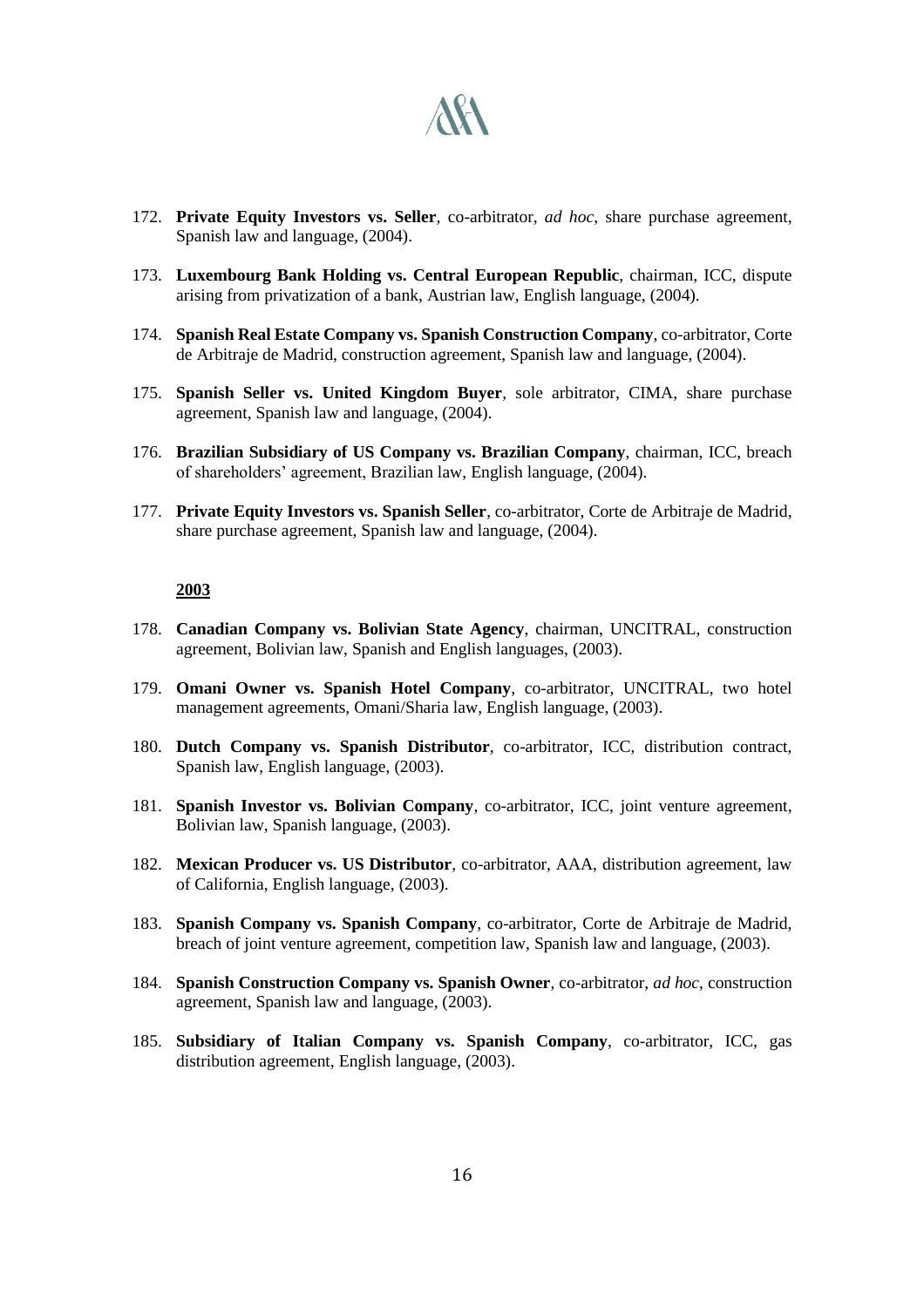172. **Private Equity Investors vs. Seller**, co-arbitrator, *ad hoc*, share purchase agreement, Spanish law and language, (2004).

173. **Luxembourg Bank Holding vs. Central European Republic**, chairman, ICC, dispute arising from privatization of a bank, Austrian law, English language, (2004).

174. **Spanish Real Estate Company vs. Spanish Construction Company**, co-arbitrator, Corte de Arbitraje de Madrid, construction agreement, Spanish law and language, (2004).

175. **Spanish Seller vs. United Kingdom Buyer**, sole arbitrator, CIMA, share purchase agreement, Spanish law and language, (2004).

176. **Brazilian Subsidiary of US Company vs. Brazilian Company**, chairman, ICC, breach of shareholders' agreement, Brazilian law, English language, (2004).

177. **Private Equity Investors vs. Spanish Seller**, co-arbitrator, Corte de Arbitraje de Madrid, share purchase agreement, Spanish law and language, (2004).

**2003**

178. **Canadian Company vs. Bolivian State Agency**, chairman, UNCITRAL, construction agreement, Bolivian law, Spanish and English languages, (2003).

179. **Omani Owner vs. Spanish Hotel Company**, co-arbitrator, UNCITRAL, two hotel management agreements, Omani/Sharia law, English language, (2003).

180. **Dutch Company vs. Spanish Distributor**, co-arbitrator, ICC, distribution contract, Spanish law, English language, (2003).

181. **Spanish Investor vs. Bolivian Company**, co-arbitrator, ICC, joint venture agreement, Bolivian law, Spanish language, (2003).

182. **Mexican Producer vs. US Distributor**, co-arbitrator, AAA, distribution agreement, law of California, English language, (2003).

183. **Spanish Company vs. Spanish Company**, co-arbitrator, Corte de Arbitraje de Madrid, breach of joint venture agreement, competition law, Spanish law and language, (2003).

184. **Spanish Construction Company vs. Spanish Owner**, co-arbitrator, *ad hoc*, construction agreement, Spanish law and language, (2003).

185. **Subsidiary of Italian Company vs. Spanish Company**, co-arbitrator, ICC, gas distribution agreement, English language, (2003).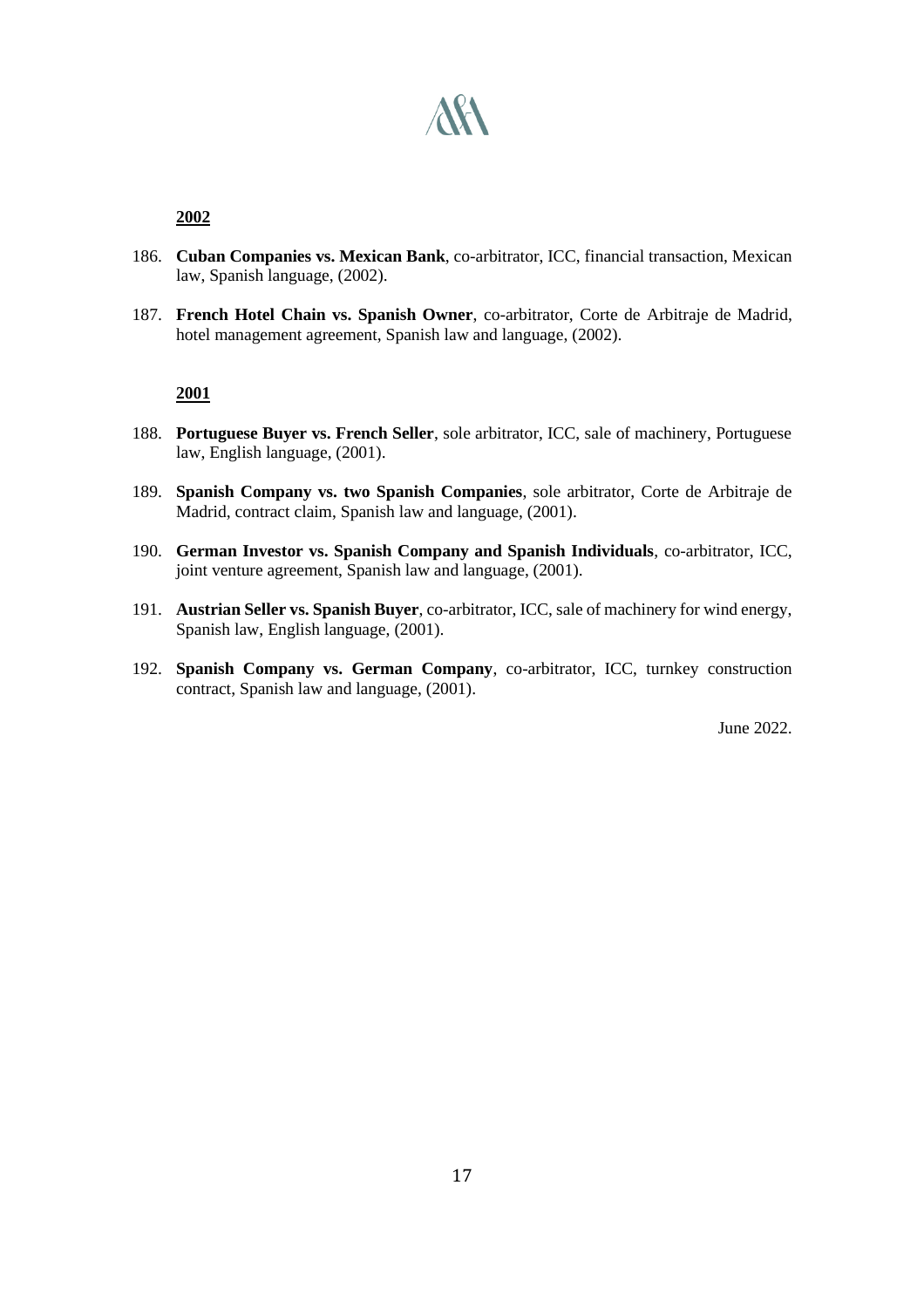**2002**

186. **Cuban Companies vs. Mexican Bank**, co-arbitrator, ICC, financial transaction, Mexican law, Spanish language, (2002).

187. **French Hotel Chain vs. Spanish Owner**, co-arbitrator, Corte de Arbitraje de Madrid, hotel management agreement, Spanish law and language, (2002).

**2001**

188. **Portuguese Buyer vs. French Seller**, sole arbitrator, ICC, sale of machinery, Portuguese law, English language, (2001).

189. **Spanish Company vs. two Spanish Companies**, sole arbitrator, Corte de Arbitraje de Madrid, contract claim, Spanish law and language, (2001).

190. **German Investor vs. Spanish Company and Spanish Individuals**, co-arbitrator, ICC, joint venture agreement, Spanish law and language, (2001).

191. **Austrian Seller vs. Spanish Buyer**, co-arbitrator, ICC, sale of machinery for wind energy, Spanish law, English language, (2001).

192. **Spanish Company vs. German Company**, co-arbitrator, ICC, turnkey construction contract, Spanish law and language, (2001).

June 2022.